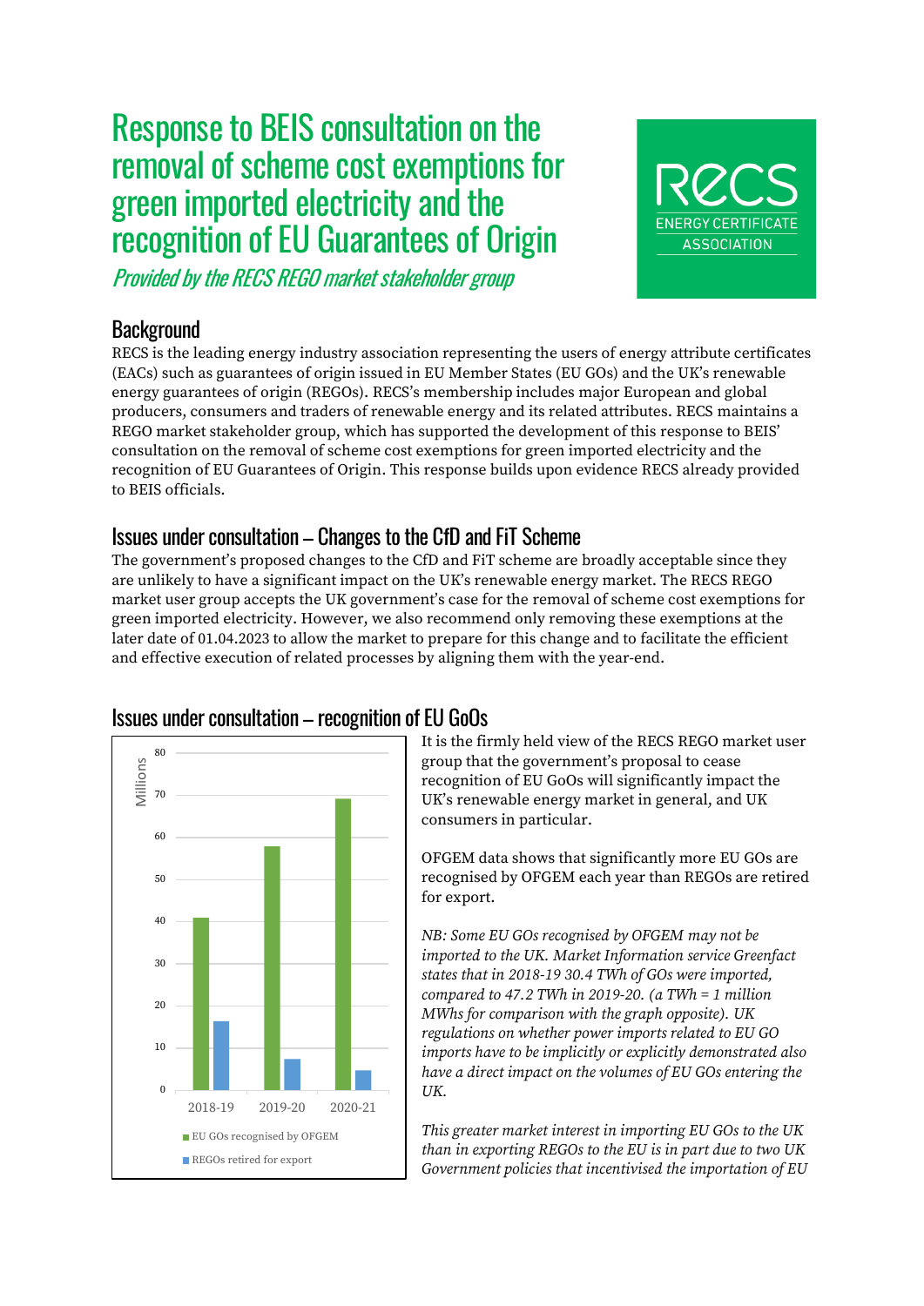# Response to BEIS consultation on the removal of scheme cost exemptions for green imported electricity and the recognition of EU Guarantees of Origin

*Provided by the RECS REGO market stakeholder group*

RECS ENERGY CERTIFICATE ASSOCIATION

## Background

RECS is the leading energy industry association representing the users of energy attribute certificates (EACs) such as guarantees of origin issued in EU Member States (EU GOs) and the UK's renewable energy guarantees of origin (REGOs). RECS's membership includes major European and global producers, consumers and traders of renewable energy and its related attributes. RECS maintains a REGO market stakeholder group, which has supported the development of this response to BEIS' consultation on the removal of scheme cost exemptions for green imported electricity and the recognition of EU Guarantees of Origin. This response builds upon evidence RECS already provided to BEIS officials.

## Issues under consultation – Changes to the CfD and FiT Scheme

The government's proposed changes to the CfD and FiT scheme are broadly acceptable since they are unlikely to have a significant impact on the UK's renewable energy market. The RECS REGO market user group accepts the UK government's case for the removal of scheme cost exemptions for green imported electricity. However, we also recommend only removing these exemptions at the later date of 01.04.2023 to allow the market to prepare for this change and to facilitate the efficient and effective execution of related processes by aligning them with the year-end.

## Issues under consultation – recognition of EU GoOs

| Millions | EU GOs recognised by OFGEM | REGOs retired for export |
|---|---|---|
| 2018-19 | ~41 | ~16 |
| 2019-20 | ~58 | ~7 |
| 2020-21 | ~69 | ~4.5 |

It is the firmly held view of the RECS REGO market user group that the government's proposal to cease recognition of EU GoOs will significantly impact the UK's renewable energy market in general, and UK consumers in particular.

OFGEM data shows that significantly more EU GOs are recognised by OFGEM each year than REGOs are retired for export.

*NB: Some EU GOs recognised by OFGEM may not be imported to the UK. Market Information service Greenfact states that in 2018-19 30.4 TWh of GOs were imported, compared to 47.2 TWh in 2019-20. (a TWh = 1 million MWhs for comparison with the graph opposite). UK regulations on whether power imports related to EU GO imports have to be implicitly or explicitly demonstrated also have a direct impact on the volumes of EU GOs entering the UK.*

*This greater market interest in importing EU GOs to the UK than in exporting REGOs to the EU is in part due to two UK Government policies that incentivised the importation of EU*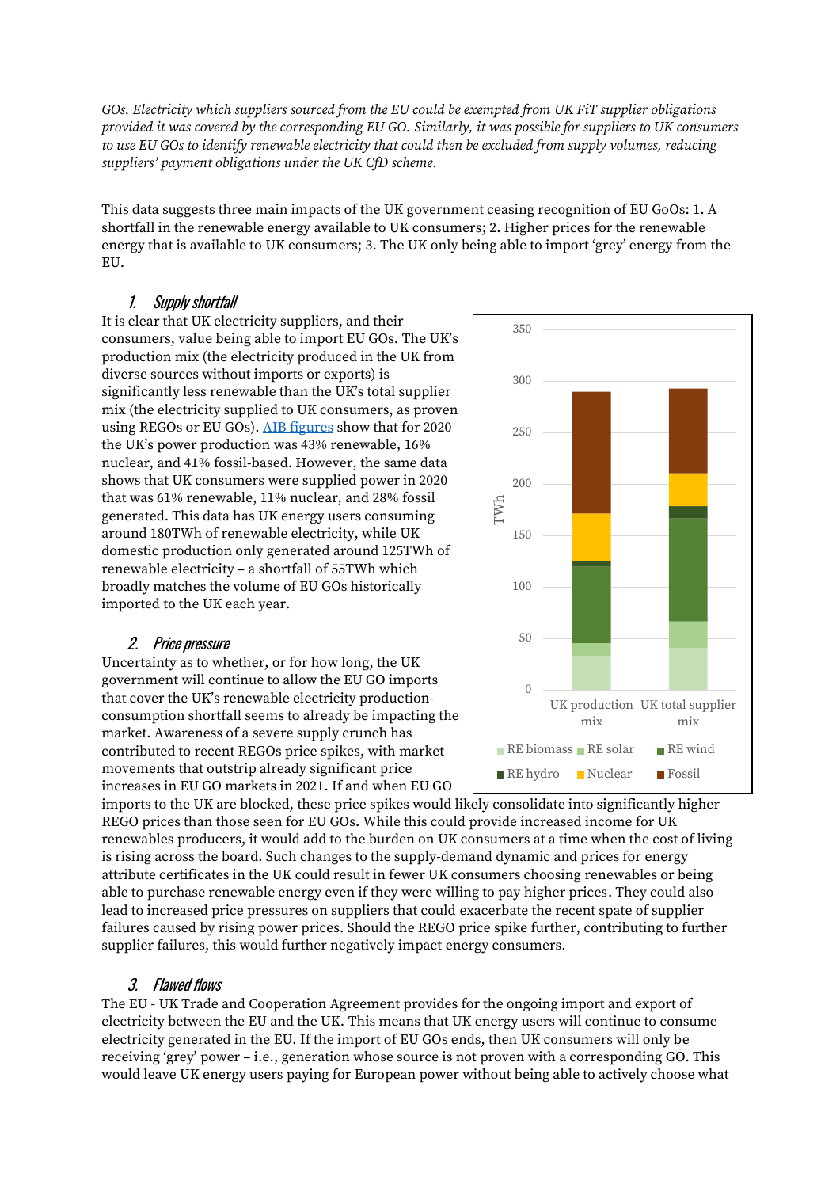*GOs. Electricity which suppliers sourced from the EU could be exempted from UK FiT supplier obligations provided it was covered by the corresponding EU GO. Similarly, it was possible for suppliers to UK consumers to use EU GOs to identify renewable electricity that could then be excluded from supply volumes, reducing suppliers' payment obligations under the UK CfD scheme.*

This data suggests three main impacts of the UK government ceasing recognition of EU GoOs: 1. A shortfall in the renewable energy available to UK consumers; 2. Higher prices for the renewable energy that is available to UK consumers; 3. The UK only being able to import 'grey' energy from the EU.

### *1. Supply shortfall*

It is clear that UK electricity suppliers, and their consumers, value being able to import EU GOs. The UK's production mix (the electricity produced in the UK from diverse sources without imports or exports) is significantly less renewable than the UK's total supplier mix (the electricity supplied to UK consumers, as proven using REGOs or EU GOs). [AIB figures]() show that for 2020 the UK's power production was 43% renewable, 16% nuclear, and 41% fossil-based. However, the same data shows that UK consumers were supplied power in 2020 that was 61% renewable, 11% nuclear, and 28% fossil generated. This data has UK energy users consuming around 180TWh of renewable electricity, while UK domestic production only generated around 125TWh of renewable electricity – a shortfall of 55TWh which broadly matches the volume of EU GOs historically imported to the UK each year.

### *2. Price pressure*

Uncertainty as to whether, or for how long, the UK government will continue to allow the EU GO imports that cover the UK's renewable electricity production-consumption shortfall seems to already be impacting the market. Awareness of a severe supply crunch has contributed to recent REGOs price spikes, with market movements that outstrip already significant price increases in EU GO markets in 2021. If and when EU GO imports to the UK are blocked, these price spikes would likely consolidate into significantly higher REGO prices than those seen for EU GOs. While this could provide increased income for UK renewables producers, it would add to the burden on UK consumers at a time when the cost of living is rising across the board. Such changes to the supply-demand dynamic and prices for energy attribute certificates in the UK could result in fewer UK consumers choosing renewables or being able to purchase renewable energy even if they were willing to pay higher prices. They could also lead to increased price pressures on suppliers that could exacerbate the recent spate of supplier failures caused by rising power prices. Should the REGO price spike further, contributing to further supplier failures, this would further negatively impact energy consumers.

### *3. Flawed flows*

The EU - UK Trade and Cooperation Agreement provides for the ongoing import and export of electricity between the EU and the UK. This means that UK energy users will continue to consume electricity generated in the EU. If the import of EU GOs ends, then UK consumers will only be receiving 'grey' power – i.e., generation whose source is not proven with a corresponding GO. This would leave UK energy users paying for European power without being able to actively choose what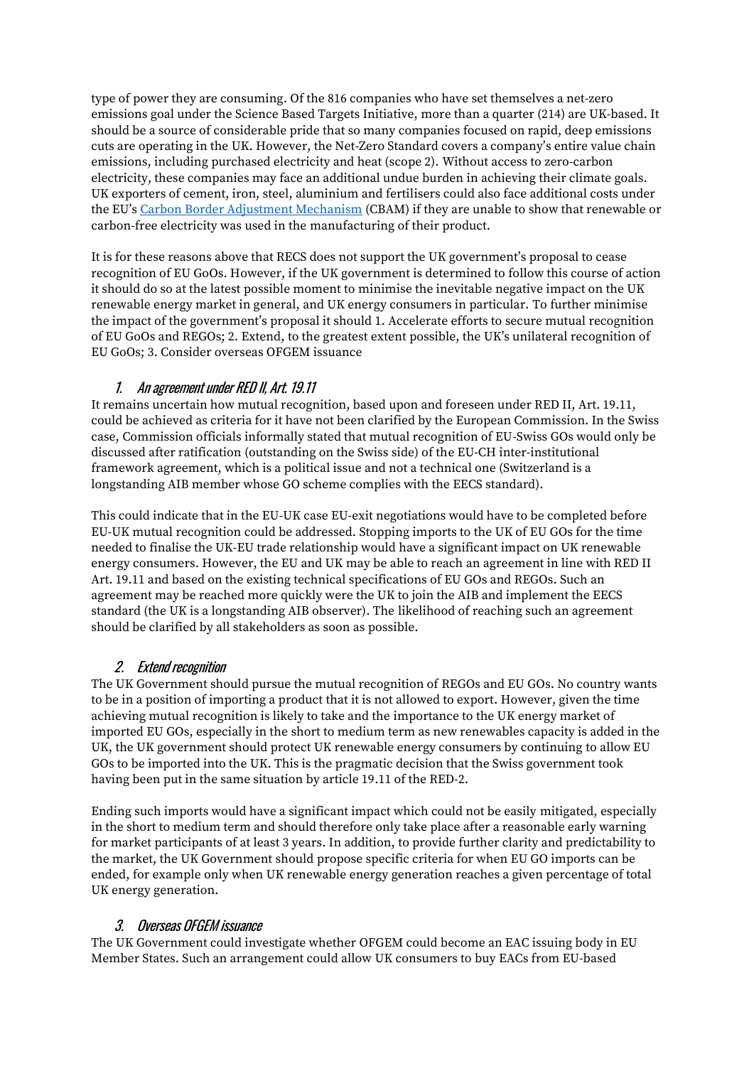type of power they are consuming. Of the 816 companies who have set themselves a net-zero emissions goal under the Science Based Targets Initiative, more than a quarter (214) are UK-based. It should be a source of considerable pride that so many companies focused on rapid, deep emissions cuts are operating in the UK. However, the Net-Zero Standard covers a company's entire value chain emissions, including purchased electricity and heat (scope 2). Without access to zero-carbon electricity, these companies may face an additional undue burden in achieving their climate goals. UK exporters of cement, iron, steel, aluminium and fertilisers could also face additional costs under the EU's [Carbon Border Adjustment Mechanism](Carbon Border Adjustment Mechanism) (CBAM) if they are unable to show that renewable or carbon-free electricity was used in the manufacturing of their product.

It is for these reasons above that RECS does not support the UK government's proposal to cease recognition of EU GoOs. However, if the UK government is determined to follow this course of action it should do so at the latest possible moment to minimise the inevitable negative impact on the UK renewable energy market in general, and UK energy consumers in particular. To further minimise the impact of the government's proposal it should 1. Accelerate efforts to secure mutual recognition of EU GoOs and REGOs; 2. Extend, to the greatest extent possible, the UK's unilateral recognition of EU GoOs; 3. Consider overseas OFGEM issuance

### 1. *An agreement under RED II, Art. 19.11*

It remains uncertain how mutual recognition, based upon and foreseen under RED II, Art. 19.11, could be achieved as criteria for it have not been clarified by the European Commission. In the Swiss case, Commission officials informally stated that mutual recognition of EU-Swiss GOs would only be discussed after ratification (outstanding on the Swiss side) of the EU-CH inter-institutional framework agreement, which is a political issue and not a technical one (Switzerland is a longstanding AIB member whose GO scheme complies with the EECS standard).

This could indicate that in the EU-UK case EU-exit negotiations would have to be completed before EU-UK mutual recognition could be addressed. Stopping imports to the UK of EU GOs for the time needed to finalise the UK-EU trade relationship would have a significant impact on UK renewable energy consumers. However, the EU and UK may be able to reach an agreement in line with RED II Art. 19.11 and based on the existing technical specifications of EU GOs and REGOs. Such an agreement may be reached more quickly were the UK to join the AIB and implement the EECS standard (the UK is a longstanding AIB observer). The likelihood of reaching such an agreement should be clarified by all stakeholders as soon as possible.

### 2. *Extend recognition*

The UK Government should pursue the mutual recognition of REGOs and EU GOs. No country wants to be in a position of importing a product that it is not allowed to export. However, given the time achieving mutual recognition is likely to take and the importance to the UK energy market of imported EU GOs, especially in the short to medium term as new renewables capacity is added in the UK, the UK government should protect UK renewable energy consumers by continuing to allow EU GOs to be imported into the UK. This is the pragmatic decision that the Swiss government took having been put in the same situation by article 19.11 of the RED-2.

Ending such imports would have a significant impact which could not be easily mitigated, especially in the short to medium term and should therefore only take place after a reasonable early warning for market participants of at least 3 years. In addition, to provide further clarity and predictability to the market, the UK Government should propose specific criteria for when EU GO imports can be ended, for example only when UK renewable energy generation reaches a given percentage of total UK energy generation.

### 3. *Overseas OFGEM issuance*

The UK Government could investigate whether OFGEM could become an EAC issuing body in EU Member States. Such an arrangement could allow UK consumers to buy EACs from EU-based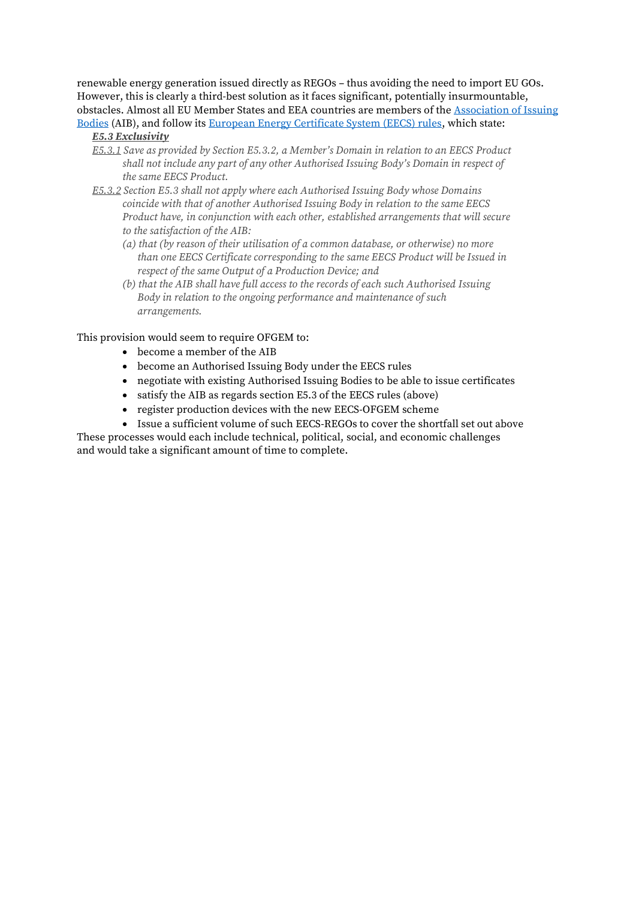renewable energy generation issued directly as REGOs – thus avoiding the need to import EU GOs. However, this is clearly a third-best solution as it faces significant, potentially insurmountable, obstacles. Almost all EU Member States and EEA countries are members of the Association of Issuing Bodies (AIB), and follow its European Energy Certificate System (EECS) rules, which state:

> ***E5.3 Exclusivity***
>
> *E5.3.1 Save as provided by Section E5.3.2, a Member's Domain in relation to an EECS Product shall not include any part of any other Authorised Issuing Body's Domain in respect of the same EECS Product.*
>
> *E5.3.2 Section E5.3 shall not apply where each Authorised Issuing Body whose Domains coincide with that of another Authorised Issuing Body in relation to the same EECS Product have, in conjunction with each other, established arrangements that will secure to the satisfaction of the AIB:*
>
> *(a) that (by reason of their utilisation of a common database, or otherwise) no more than one EECS Certificate corresponding to the same EECS Product will be Issued in respect of the same Output of a Production Device; and*
>
> *(b) that the AIB shall have full access to the records of each such Authorised Issuing Body in relation to the ongoing performance and maintenance of such arrangements.*

This provision would seem to require OFGEM to:

- become a member of the AIB
- become an Authorised Issuing Body under the EECS rules
- negotiate with existing Authorised Issuing Bodies to be able to issue certificates
- satisfy the AIB as regards section E5.3 of the EECS rules (above)
- register production devices with the new EECS-OFGEM scheme
- Issue a sufficient volume of such EECS-REGOs to cover the shortfall set out above

These processes would each include technical, political, social, and economic challenges and would take a significant amount of time to complete.